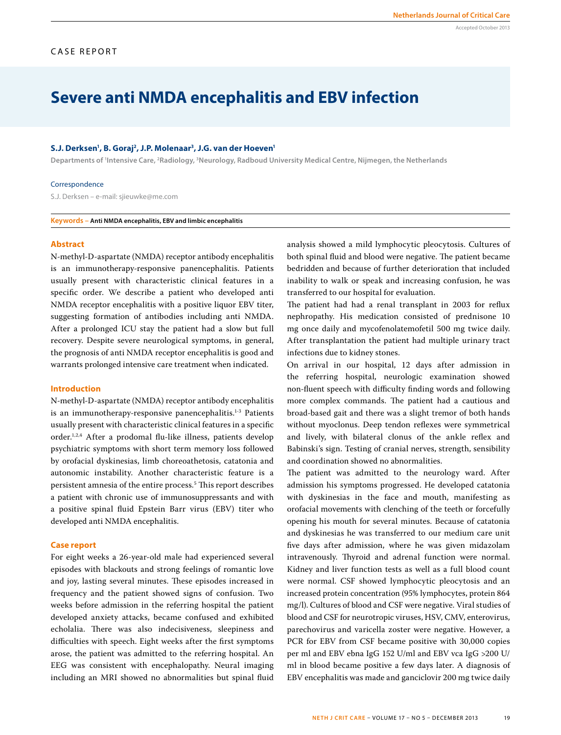CASE REPORT

# Severe anti NMDA encephalitis and EBV infection

**S.J. Derksen[1], B. Goraj[2], J.P. Molenaar[3], J.G. van der Hoeven[1]**

Departments of [1]Intensive Care, [2]Radiology, [3]Neurology, Radboud University Medical Centre, Nijmegen, the Netherlands

Correspondence

S.J. Derksen – e-mail: sjieuwke@me.com

**Keywords – Anti NMDA encephalitis, EBV and limbic encephalitis**

## Abstract

N-methyl-D-aspartate (NMDA) receptor antibody encephalitis is an immunotherapy-responsive panencephalitis. Patients usually present with characteristic clinical features in a specific order. We describe a patient who developed anti NMDA receptor encephalitis with a positive liquor EBV titer, suggesting formation of antibodies including anti NMDA. After a prolonged ICU stay the patient had a slow but full recovery. Despite severe neurological symptoms, in general, the prognosis of anti NMDA receptor encephalitis is good and warrants prolonged intensive care treatment when indicated.

## Introduction

N-methyl-D-aspartate (NMDA) receptor antibody encephalitis is an immunotherapy-responsive panencephalitis.[1-3] Patients usually present with characteristic clinical features in a specific order.[1,2,4] After a prodomal flu-like illness, patients develop psychiatric symptoms with short term memory loss followed by orofacial dyskinesias, limb choreoathetosis, catatonia and autonomic instability. Another characteristic feature is a persistent amnesia of the entire process.[5] This report describes a patient with chronic use of immunosuppressants and with a positive spinal fluid Epstein Barr virus (EBV) titer who developed anti NMDA encephalitis.

## Case report

For eight weeks a 26-year-old male had experienced several episodes with blackouts and strong feelings of romantic love and joy, lasting several minutes. These episodes increased in frequency and the patient showed signs of confusion. Two weeks before admission in the referring hospital the patient developed anxiety attacks, became confused and exhibited echolalia. There was also indecisiveness, sleepiness and difficulties with speech. Eight weeks after the first symptoms arose, the patient was admitted to the referring hospital. An EEG was consistent with encephalopathy. Neural imaging including an MRI showed no abnormalities but spinal fluid analysis showed a mild lymphocytic pleocytosis. Cultures of both spinal fluid and blood were negative. The patient became bedridden and because of further deterioration that included inability to walk or speak and increasing confusion, he was transferred to our hospital for evaluation.

The patient had had a renal transplant in 2003 for reflux nephropathy. His medication consisted of prednisone 10 mg once daily and mycofenolatemofetil 500 mg twice daily. After transplantation the patient had multiple urinary tract infections due to kidney stones.

On arrival in our hospital, 12 days after admission in the referring hospital, neurologic examination showed non-fluent speech with difficulty finding words and following more complex commands. The patient had a cautious and broad-based gait and there was a slight tremor of both hands without myoclonus. Deep tendon reflexes were symmetrical and lively, with bilateral clonus of the ankle reflex and Babinski's sign. Testing of cranial nerves, strength, sensibility and coordination showed no abnormalities.

The patient was admitted to the neurology ward. After admission his symptoms progressed. He developed catatonia with dyskinesias in the face and mouth, manifesting as orofacial movements with clenching of the teeth or forcefully opening his mouth for several minutes. Because of catatonia and dyskinesias he was transferred to our medium care unit five days after admission, where he was given midazolam intravenously. Thyroid and adrenal function were normal. Kidney and liver function tests as well as a full blood count were normal. CSF showed lymphocytic pleocytosis and an increased protein concentration (95% lymphocytes, protein 864 mg/l). Cultures of blood and CSF were negative. Viral studies of blood and CSF for neurotropic viruses, HSV, CMV, enterovirus, parechovirus and varicella zoster were negative. However, a PCR for EBV from CSF became positive with 30,000 copies per ml and EBV ebna IgG 152 U/ml and EBV vca IgG >200 U/ml in blood became positive a few days later. A diagnosis of EBV encephalitis was made and ganciclovir 200 mg twice daily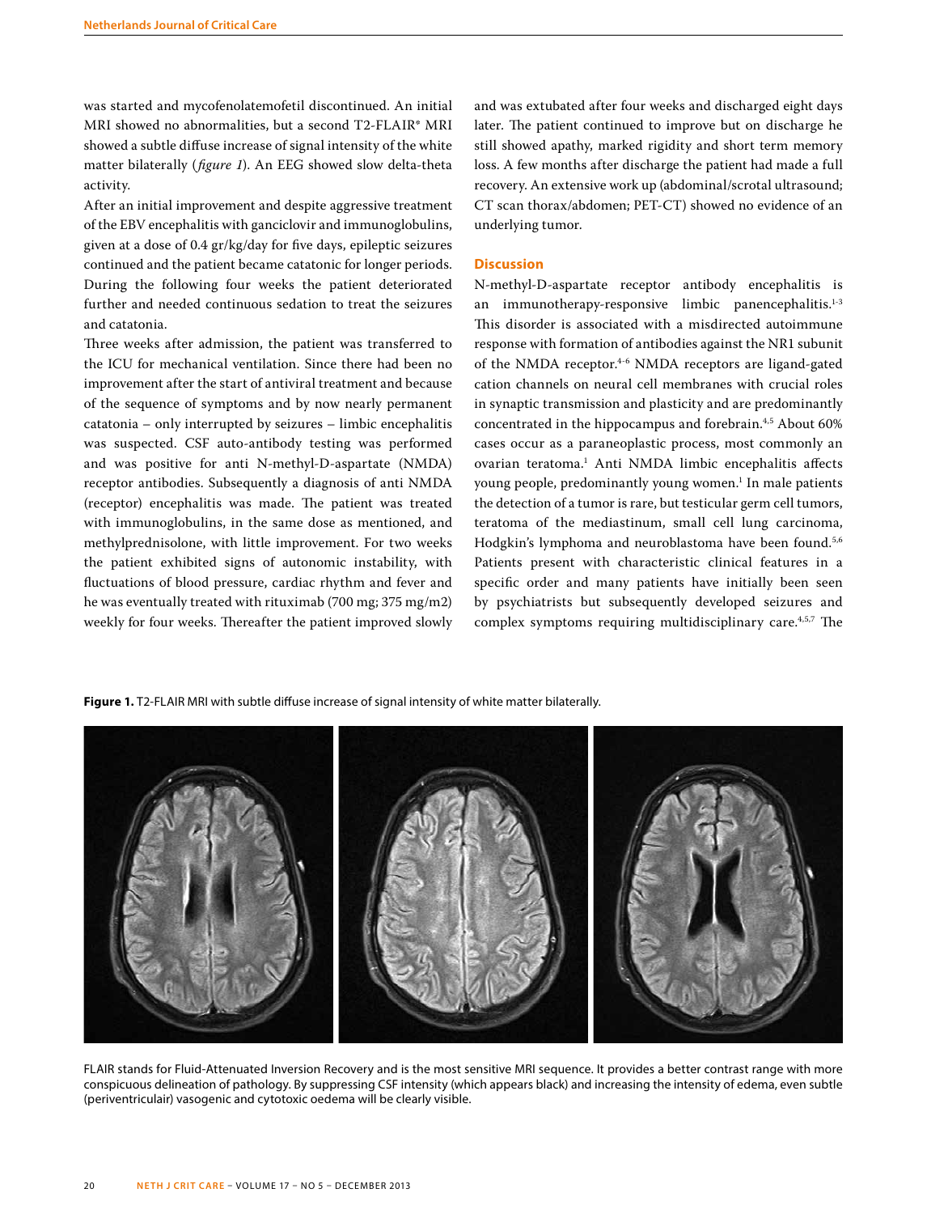was started and mycofenolatemofetil discontinued. An initial MRI showed no abnormalities, but a second T2-FLAIR* MRI showed a subtle diffuse increase of signal intensity of the white matter bilaterally (*figure 1*). An EEG showed slow delta-theta activity.

After an initial improvement and despite aggressive treatment of the EBV encephalitis with ganciclovir and immunoglobulins, given at a dose of 0.4 gr/kg/day for five days, epileptic seizures continued and the patient became catatonic for longer periods. During the following four weeks the patient deteriorated further and needed continuous sedation to treat the seizures and catatonia.

Three weeks after admission, the patient was transferred to the ICU for mechanical ventilation. Since there had been no improvement after the start of antiviral treatment and because of the sequence of symptoms and by now nearly permanent catatonia – only interrupted by seizures – limbic encephalitis was suspected. CSF auto-antibody testing was performed and was positive for anti N-methyl-D-aspartate (NMDA) receptor antibodies. Subsequently a diagnosis of anti NMDA (receptor) encephalitis was made. The patient was treated with immunoglobulins, in the same dose as mentioned, and methylprednisolone, with little improvement. For two weeks the patient exhibited signs of autonomic instability, with fluctuations of blood pressure, cardiac rhythm and fever and he was eventually treated with rituximab (700 mg; 375 mg/m2) weekly for four weeks. Thereafter the patient improved slowly and was extubated after four weeks and discharged eight days later. The patient continued to improve but on discharge he still showed apathy, marked rigidity and short term memory loss. A few months after discharge the patient had made a full recovery. An extensive work up (abdominal/scrotal ultrasound; CT scan thorax/abdomen; PET-CT) showed no evidence of an underlying tumor.

## Discussion

N-methyl-D-aspartate receptor antibody encephalitis is an immunotherapy-responsive limbic panencephalitis.[1-3] This disorder is associated with a misdirected autoimmune response with formation of antibodies against the NR1 subunit of the NMDA receptor.[4-6] NMDA receptors are ligand-gated cation channels on neural cell membranes with crucial roles in synaptic transmission and plasticity and are predominantly concentrated in the hippocampus and forebrain.[4,5] About 60% cases occur as a paraneoplastic process, most commonly an ovarian teratoma.[1] Anti NMDA limbic encephalitis affects young people, predominantly young women.[1] In male patients the detection of a tumor is rare, but testicular germ cell tumors, teratoma of the mediastinum, small cell lung carcinoma, Hodgkin's lymphoma and neuroblastoma have been found.[5,6] Patients present with characteristic clinical features in a specific order and many patients have initially been seen by psychiatrists but subsequently developed seizures and complex symptoms requiring multidisciplinary care.[4,5,7] The

**Figure 1.** T2-FLAIR MRI with subtle diffuse increase of signal intensity of white matter bilaterally.

FLAIR stands for Fluid-Attenuated Inversion Recovery and is the most sensitive MRI sequence. It provides a better contrast range with more conspicuous delineation of pathology. By suppressing CSF intensity (which appears black) and increasing the intensity of edema, even subtle (periventriculair) vasogenic and cytotoxic oedema will be clearly visible.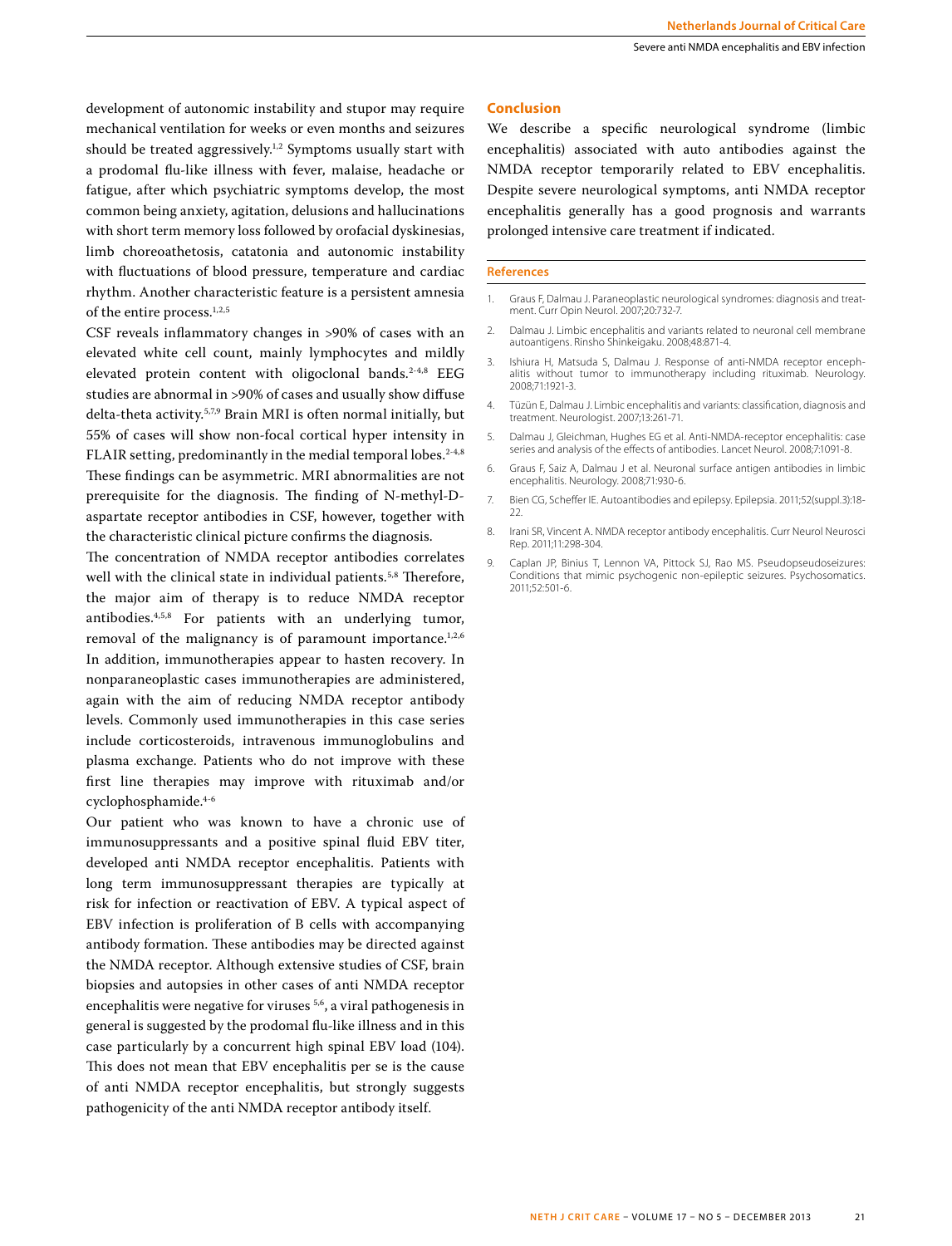development of autonomic instability and stupor may require mechanical ventilation for weeks or even months and seizures should be treated aggressively.[1,2] Symptoms usually start with a prodomal flu-like illness with fever, malaise, headache or fatigue, after which psychiatric symptoms develop, the most common being anxiety, agitation, delusions and hallucinations with short term memory loss followed by orofacial dyskinesias, limb choreoathetosis, catatonia and autonomic instability with fluctuations of blood pressure, temperature and cardiac rhythm. Another characteristic feature is a persistent amnesia of the entire process.[1,2,5]

CSF reveals inflammatory changes in >90% of cases with an elevated white cell count, mainly lymphocytes and mildly elevated protein content with oligoclonal bands.[2-4,8] EEG studies are abnormal in >90% of cases and usually show diffuse delta-theta activity.[5,7,9] Brain MRI is often normal initially, but 55% of cases will show non-focal cortical hyper intensity in FLAIR setting, predominantly in the medial temporal lobes.[2-4,8] These findings can be asymmetric. MRI abnormalities are not prerequisite for the diagnosis. The finding of N-methyl-D-aspartate receptor antibodies in CSF, however, together with the characteristic clinical picture confirms the diagnosis.

The concentration of NMDA receptor antibodies correlates well with the clinical state in individual patients.[5,8] Therefore, the major aim of therapy is to reduce NMDA receptor antibodies.[4,5,8] For patients with an underlying tumor, removal of the malignancy is of paramount importance.[1,2,6] In addition, immunotherapies appear to hasten recovery. In nonparaneoplastic cases immunotherapies are administered, again with the aim of reducing NMDA receptor antibody levels. Commonly used immunotherapies in this case series include corticosteroids, intravenous immunoglobulins and plasma exchange. Patients who do not improve with these first line therapies may improve with rituximab and/or cyclophosphamide.[4-6]

Our patient who was known to have a chronic use of immunosuppressants and a positive spinal fluid EBV titer, developed anti NMDA receptor encephalitis. Patients with long term immunosuppressant therapies are typically at risk for infection or reactivation of EBV. A typical aspect of EBV infection is proliferation of B cells with accompanying antibody formation. These antibodies may be directed against the NMDA receptor. Although extensive studies of CSF, brain biopsies and autopsies in other cases of anti NMDA receptor encephalitis were negative for viruses [5,6], a viral pathogenesis in general is suggested by the prodomal flu-like illness and in this case particularly by a concurrent high spinal EBV load (104). This does not mean that EBV encephalitis per se is the cause of anti NMDA receptor encephalitis, but strongly suggests pathogenicity of the anti NMDA receptor antibody itself.

## Conclusion

We describe a specific neurological syndrome (limbic encephalitis) associated with auto antibodies against the NMDA receptor temporarily related to EBV encephalitis. Despite severe neurological symptoms, anti NMDA receptor encephalitis generally has a good prognosis and warrants prolonged intensive care treatment if indicated.

## References

1. Graus F, Dalmau J. Paraneoplastic neurological syndromes: diagnosis and treatment. Curr Opin Neurol. 2007;20:732-7.
2. Dalmau J. Limbic encephalitis and variants related to neuronal cell membrane autoantigens. Rinsho Shinkeigaku. 2008;48:871-4.
3. Ishiura H, Matsuda S, Dalmau J. Response of anti-NMDA receptor encephalitis without tumor to immunotherapy including rituximab. Neurology. 2008;71:1921-3.
4. Tüzün E, Dalmau J. Limbic encephalitis and variants: classification, diagnosis and treatment. Neurologist. 2007;13:261-71.
5. Dalmau J, Gleichman, Hughes EG et al. Anti-NMDA-receptor encephalitis: case series and analysis of the effects of antibodies. Lancet Neurol. 2008;7:1091-8.
6. Graus F, Saiz A, Dalmau J et al. Neuronal surface antigen antibodies in limbic encephalitis. Neurology. 2008;71:930-6.
7. Bien CG, Scheffer IE. Autoantibodies and epilepsy. Epilepsia. 2011;52(suppl.3):18-22.
8. Irani SR, Vincent A. NMDA receptor antibody encephalitis. Curr Neurol Neurosci Rep. 2011;11:298-304.
9. Caplan JP, Binius T, Lennon VA, Pittock SJ, Rao MS. Pseudopseudoseizures: Conditions that mimic psychogenic non-epileptic seizures. Psychosomatics. 2011;52:501-6.